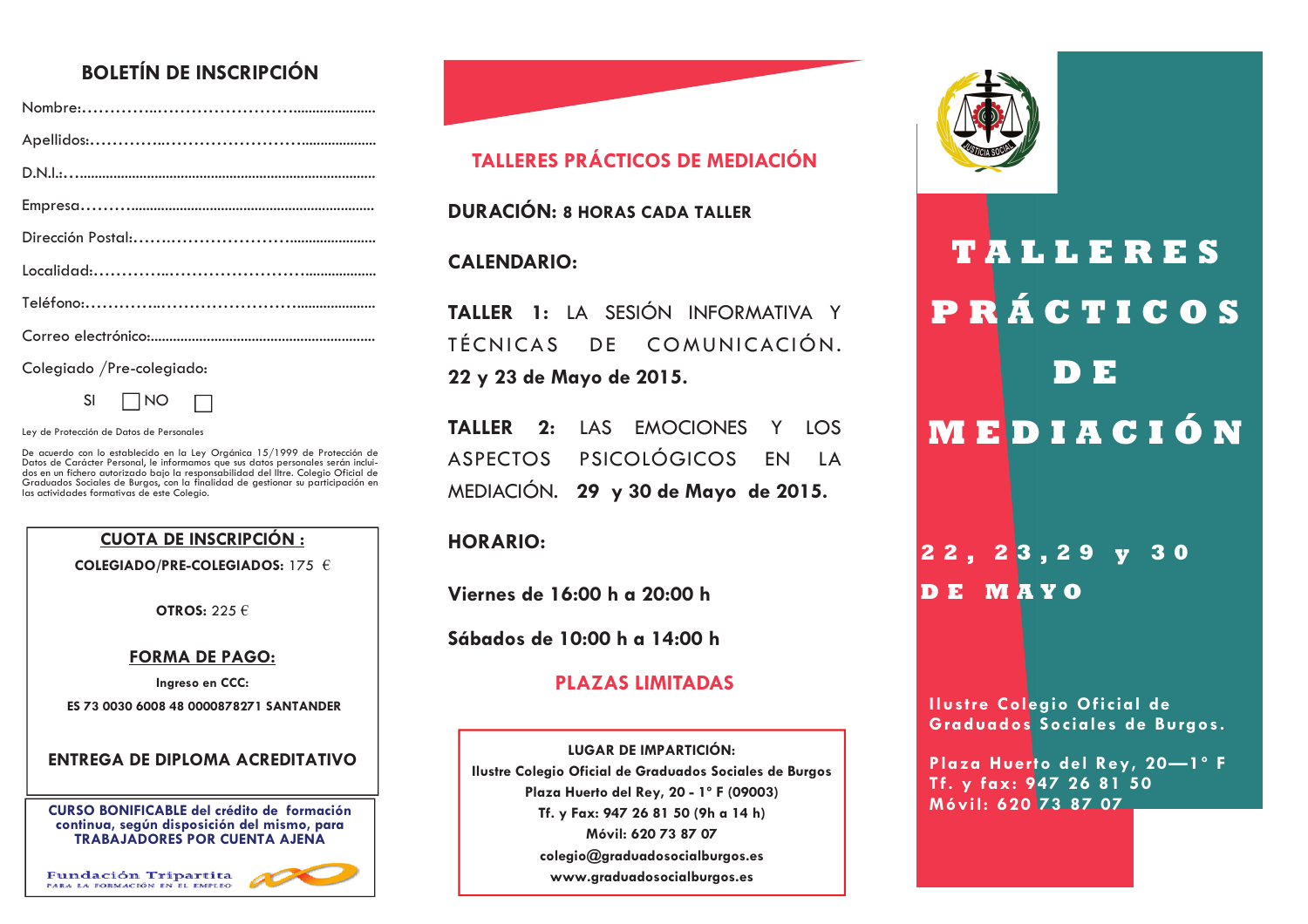## BOLETÍN DE INSCRIPCIÓN

Nombre:……………………………………………………

Apellidos:…………………………………………………

D.N.I.:…...........................................................................

Empresa……….................................................................

Dirección Postal:……………………………………………

Localidad:…………………………………………………

Teléfono:…………………………………………………

Correo electrónico:...........................................................

Colegiado /Pre-colegiado:

SI ☐ NO ☐

Ley de Protección de Datos de Personales

De acuerdo con lo establecido en la Ley Orgánica 15/1999 de Protección de Datos de Carácter Personal, le informamos que sus datos personales serán incluidos en un fichero autorizado bajo la responsabilidad del Iltre. Colegio Oficial de Graduados Sociales de Burgos, con la finalidad de gestionar su participación en las actividades formativas de este Colegio.

**CUOTA DE INSCRIPCIÓN :**

**COLEGIADO/PRE-COLEGIADOS:** 175 €

**OTROS:** 225 €

**FORMA DE PAGO:**

**Ingreso en CCC:**

**ES 73 0030 6008 48 0000878271 SANTANDER**

**ENTREGA DE DIPLOMA ACREDITATIVO**

**CURSO BONIFICABLE** del crédito de formación continua, según disposición del mismo, para **TRABAJADORES POR CUENTA AJENA**

Fundación Tripartita
PARA LA FORMACIÓN EN EL EMPLEO

## TALLERES PRÁCTICOS DE MEDIACIÓN

**DURACIÓN: 8 HORAS CADA TALLER**

**CALENDARIO:**

**TALLER 1:** LA SESIÓN INFORMATIVA Y TÉCNICAS DE COMUNICACIÓN. **22 y 23 de Mayo de 2015.**

**TALLER 2:** LAS EMOCIONES Y LOS ASPECTOS PSICOLÓGICOS EN LA MEDIACIÓN. **29 y 30 de Mayo de 2015.**

**HORARIO:**

**Viernes de 16:00 h a 20:00 h**

**Sábados de 10:00 h a 14:00 h**

**PLAZAS LIMITADAS**

**LUGAR DE IMPARTICIÓN:**
**Ilustre Colegio Oficial de Graduados Sociales de Burgos**
**Plaza Huerto del Rey, 20 - 1º F (09003)**
**Tf. y Fax: 947 26 81 50 (9h a 14 h)**
**Móvil: 620 73 87 07**
**colegio@graduadosocialburgos.es**
**www.graduadosocialburgos.es**

JUSTICIA SOCIAL

# TALLERES PRÁCTICOS DE MEDIACIÓN

**22, 23, 29 y 30 DE MAYO**

**Ilustre Colegio Oficial de Graduados Sociales de Burgos.**

**Plaza Huerto del Rey, 20—1º F**
**Tf. y fax: 947 26 81 50**
**Móvil: 620 73 87 07**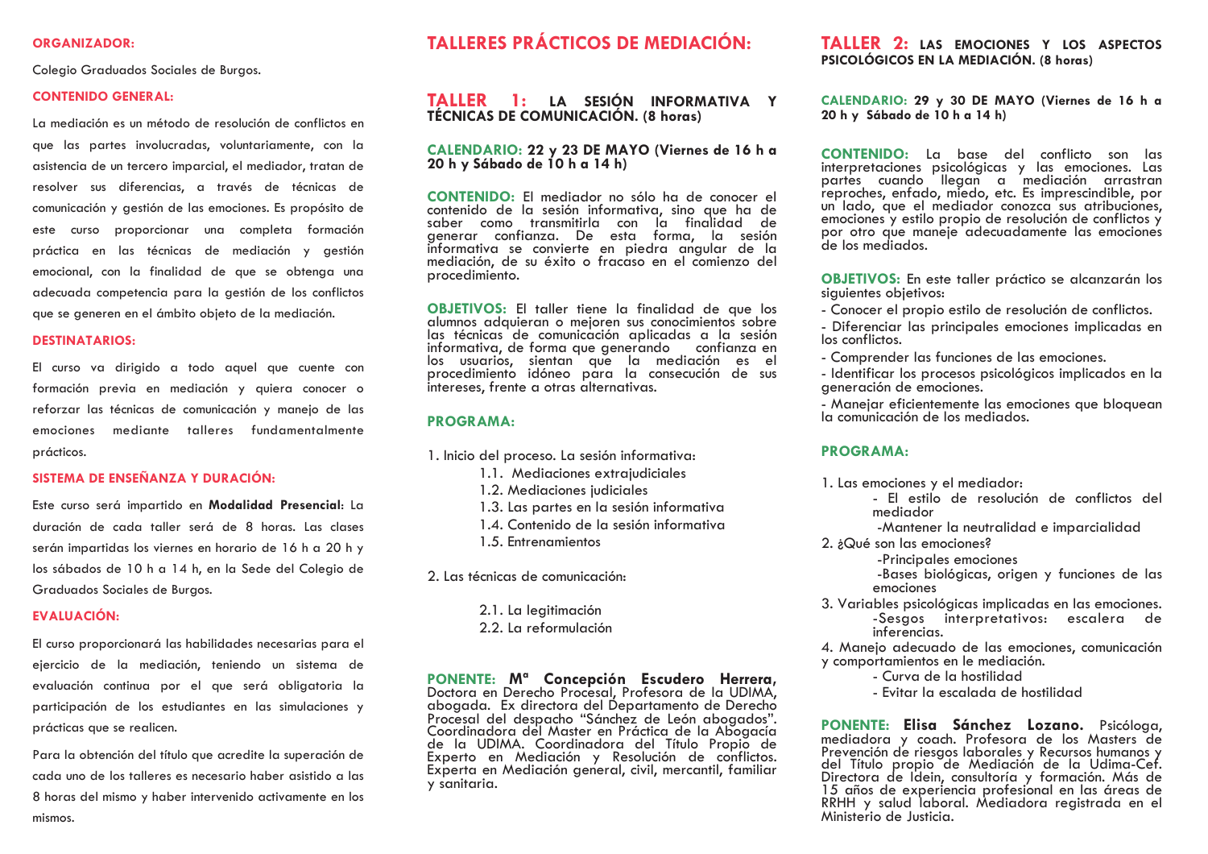**ORGANIZADOR:**

Colegio Graduados Sociales de Burgos.

**CONTENIDO GENERAL:**

La mediación es un método de resolución de conflictos en que las partes involucradas, voluntariamente, con la asistencia de un tercero imparcial, el mediador, tratan de resolver sus diferencias, a través de técnicas de comunicación y gestión de las emociones. Es propósito de este curso proporcionar una completa formación práctica en las técnicas de mediación y gestión emocional, con la finalidad de que se obtenga una adecuada competencia para la gestión de los conflictos que se generen en el ámbito objeto de la mediación.

**DESTINATARIOS:**

El curso va dirigido a todo aquel que cuente con formación previa en mediación y quiera conocer o reforzar las técnicas de comunicación y manejo de las emociones mediante talleres fundamentalmente prácticos.

**SISTEMA DE ENSEÑANZA Y DURACIÓN:**

Este curso será impartido en **Modalidad Presencial**: La duración de cada taller será de 8 horas. Las clases serán impartidas los viernes en horario de 16 h a 20 h y los sábados de 10 h a 14 h, en la Sede del Colegio de Graduados Sociales de Burgos.

**EVALUACIÓN:**

El curso proporcionará las habilidades necesarias para el ejercicio de la mediación, teniendo un sistema de evaluación continua por el que será obligatoria la participación de los estudiantes en las simulaciones y prácticas que se realicen.

Para la obtención del título que acredite la superación de cada uno de los talleres es necesario haber asistido a las 8 horas del mismo y haber intervenido activamente en los mismos.

# TALLERES PRÁCTICOS DE MEDIACIÓN:

## TALLER 1: LA SESIÓN INFORMATIVA Y TÉCNICAS DE COMUNICACIÓN. (8 horas)

**CALENDARIO: 22 y 23 DE MAYO (Viernes de 16 h a 20 h y Sábado de 10 h a 14 h)**

**CONTENIDO:** El mediador no sólo ha de conocer el contenido de la sesión informativa, sino que ha de saber como transmitirla con la finalidad de generar confianza. De esta forma, la sesión informativa se convierte en piedra angular de la mediación, de su éxito o fracaso en el comienzo del procedimiento.

**OBJETIVOS:** El taller tiene la finalidad de que los alumnos adquieran o mejoren sus conocimientos sobre las técnicas de comunicación aplicadas a la sesión informativa, de forma que generando confianza en los usuarios, sientan que la mediación es el procedimiento idóneo para la consecución de sus intereses, frente a otras alternativas.

**PROGRAMA:**

1. Inicio del proceso. La sesión informativa:
   - 1.1. Mediaciones extrajudiciales
   - 1.2. Mediaciones judiciales
   - 1.3. Las partes en la sesión informativa
   - 1.4. Contenido de la sesión informativa
   - 1.5. Entrenamientos

2. Las técnicas de comunicación:
   - 2.1. La legitimación
   - 2.2. La reformulación

**PONENTE: Mª Concepción Escudero Herrera,** Doctora en Derecho Procesal, Profesora de la UDIMA, abogada. Ex directora del Departamento de Derecho Procesal del despacho "Sánchez de León abogados". Coordinadora del Master en Práctica de la Abogacía de la UDIMA. Coordinadora del Título Propio de Experto en Mediación y Resolución de conflictos. Experta en Mediación general, civil, mercantil, familiar y sanitaria.

## TALLER 2: LAS EMOCIONES Y LOS ASPECTOS PSICOLÓGICOS EN LA MEDIACIÓN. (8 horas)

**CALENDARIO: 29 y 30 DE MAYO (Viernes de 16 h a 20 h y Sábado de 10 h a 14 h)**

**CONTENIDO:** La base del conflicto son las interpretaciones psicológicas y las emociones. Las partes cuando llegan a mediación arrastran reproches, enfado, miedo, etc. Es imprescindible, por un lado, que el mediador conozca sus atribuciones, emociones y estilo propio de resolución de conflictos y por otro que maneje adecuadamente las emociones de los mediados.

**OBJETIVOS:** En este taller práctico se alcanzarán los siguientes objetivos:

- Conocer el propio estilo de resolución de conflictos.
- Diferenciar las principales emociones implicadas en los conflictos.
- Comprender las funciones de las emociones.
- Identificar los procesos psicológicos implicados en la generación de emociones.
- Manejar eficientemente las emociones que bloquean la comunicación de los mediados.

**PROGRAMA:**

1. Las emociones y el mediador:
   - El estilo de resolución de conflictos del mediador
   - Mantener la neutralidad e imparcialidad
2. ¿Qué son las emociones?
   - Principales emociones
   - Bases biológicas, origen y funciones de las emociones
3. Variables psicológicas implicadas en las emociones.
   - Sesgos interpretativos: escalera de inferencias.
4. Manejo adecuado de las emociones, comunicación y comportamientos en le mediación.
   - Curva de la hostilidad
   - Evitar la escalada de hostilidad

**PONENTE: Elisa Sánchez Lozano.** Psicóloga, mediadora y coach. Profesora de los Masters de Prevención de riesgos laborales y Recursos humanos y del Título propio de Mediación de la Udima-Cef. Directora de Idein, consultoría y formación. Más de 15 años de experiencia profesional en las áreas de RRHH y salud laboral. Mediadora registrada en el Ministerio de Justicia.